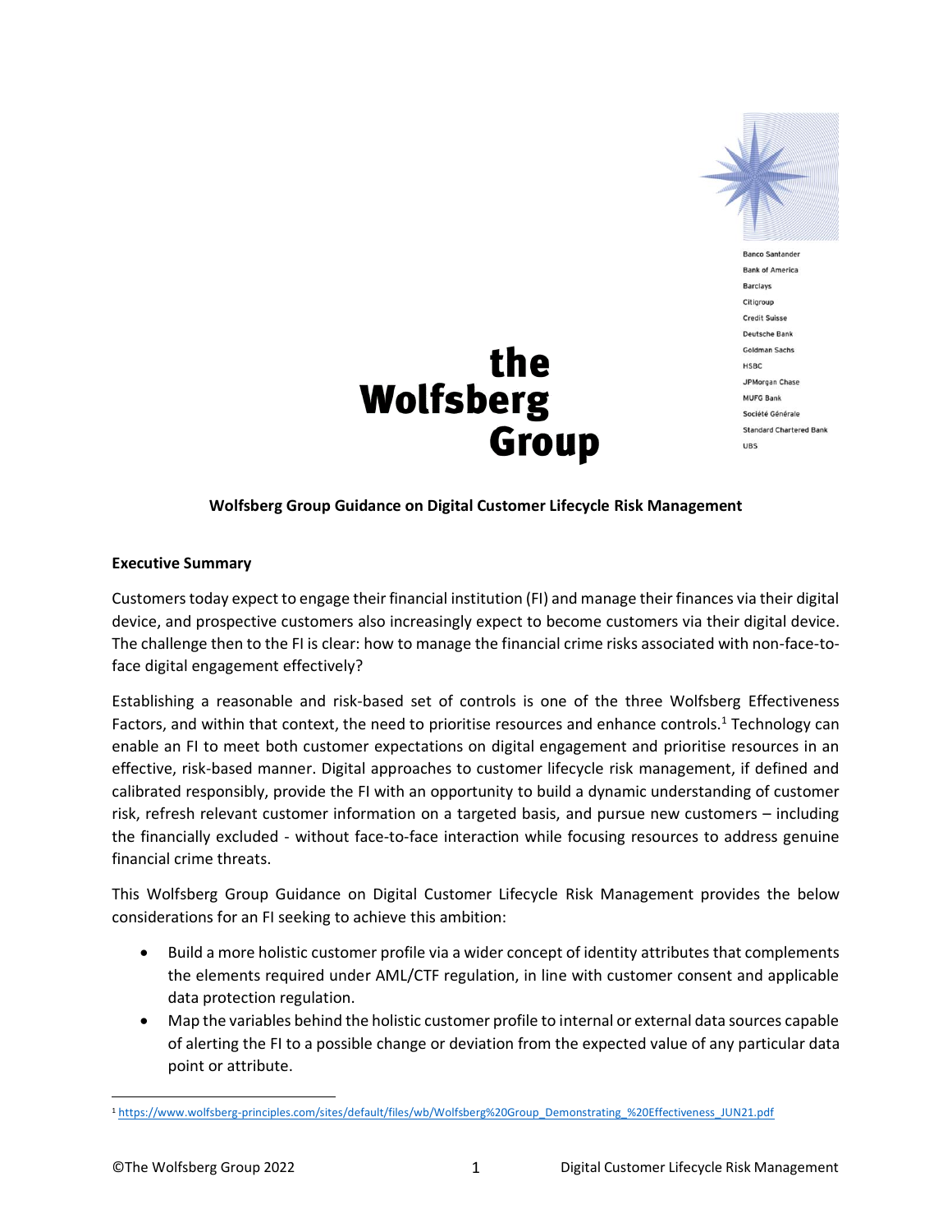Banco Santander
Bank of America
Barclays
Citigroup
Credit Suisse
Deutsche Bank
Goldman Sachs
HSBC
JPMorgan Chase
MUFG Bank
Société Générale
Standard Chartered Bank
UBS

**the Wolfsberg Group**

# Wolfsberg Group Guidance on Digital Customer Lifecycle Risk Management

## Executive Summary

Customers today expect to engage their financial institution (FI) and manage their finances via their digital device, and prospective customers also increasingly expect to become customers via their digital device. The challenge then to the FI is clear: how to manage the financial crime risks associated with non-face-to-face digital engagement effectively?

Establishing a reasonable and risk-based set of controls is one of the three Wolfsberg Effectiveness Factors, and within that context, the need to prioritise resources and enhance controls.[1] Technology can enable an FI to meet both customer expectations on digital engagement and prioritise resources in an effective, risk-based manner. Digital approaches to customer lifecycle risk management, if defined and calibrated responsibly, provide the FI with an opportunity to build a dynamic understanding of customer risk, refresh relevant customer information on a targeted basis, and pursue new customers – including the financially excluded - without face-to-face interaction while focusing resources to address genuine financial crime threats.

This Wolfsberg Group Guidance on Digital Customer Lifecycle Risk Management provides the below considerations for an FI seeking to achieve this ambition:

- Build a more holistic customer profile via a wider concept of identity attributes that complements the elements required under AML/CTF regulation, in line with customer consent and applicable data protection regulation.
- Map the variables behind the holistic customer profile to internal or external data sources capable of alerting the FI to a possible change or deviation from the expected value of any particular data point or attribute.

[1] https://www.wolfsberg-principles.com/sites/default/files/wb/Wolfsberg%20Group_Demonstrating_%20Effectiveness_JUN21.pdf

©The Wolfsberg Group 2022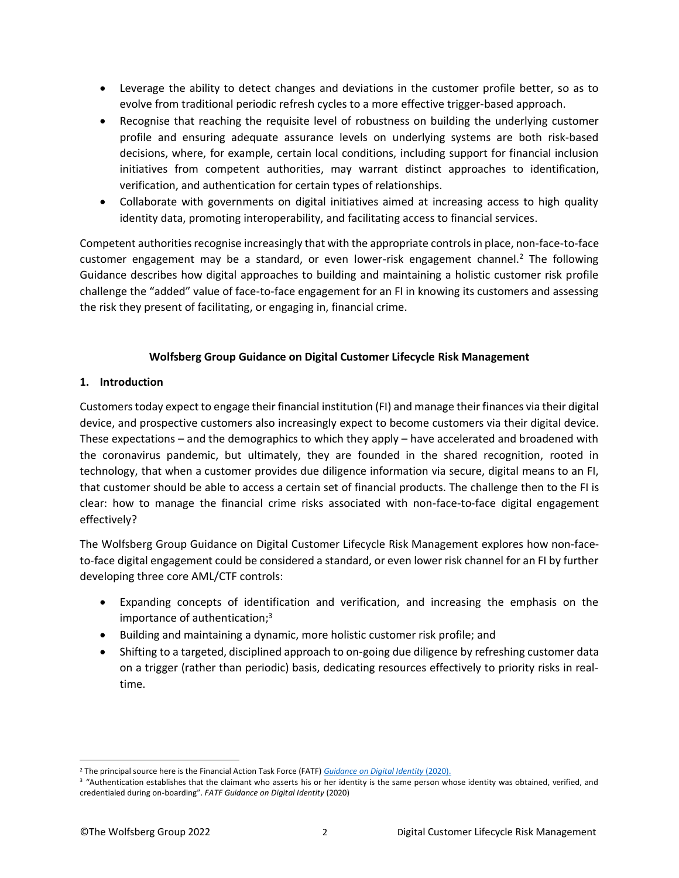- Leverage the ability to detect changes and deviations in the customer profile better, so as to evolve from traditional periodic refresh cycles to a more effective trigger-based approach.
- Recognise that reaching the requisite level of robustness on building the underlying customer profile and ensuring adequate assurance levels on underlying systems are both risk-based decisions, where, for example, certain local conditions, including support for financial inclusion initiatives from competent authorities, may warrant distinct approaches to identification, verification, and authentication for certain types of relationships.
- Collaborate with governments on digital initiatives aimed at increasing access to high quality identity data, promoting interoperability, and facilitating access to financial services.

Competent authorities recognise increasingly that with the appropriate controls in place, non-face-to-face customer engagement may be a standard, or even lower-risk engagement channel.[2] The following Guidance describes how digital approaches to building and maintaining a holistic customer risk profile challenge the "added" value of face-to-face engagement for an FI in knowing its customers and assessing the risk they present of facilitating, or engaging in, financial crime.

**Wolfsberg Group Guidance on Digital Customer Lifecycle Risk Management**

## 1. Introduction

Customers today expect to engage their financial institution (FI) and manage their finances via their digital device, and prospective customers also increasingly expect to become customers via their digital device. These expectations – and the demographics to which they apply – have accelerated and broadened with the coronavirus pandemic, but ultimately, they are founded in the shared recognition, rooted in technology, that when a customer provides due diligence information via secure, digital means to an FI, that customer should be able to access a certain set of financial products. The challenge then to the FI is clear: how to manage the financial crime risks associated with non-face-to-face digital engagement effectively?

The Wolfsberg Group Guidance on Digital Customer Lifecycle Risk Management explores how non-face-to-face digital engagement could be considered a standard, or even lower risk channel for an FI by further developing three core AML/CTF controls:

- Expanding concepts of identification and verification, and increasing the emphasis on the importance of authentication;[3]
- Building and maintaining a dynamic, more holistic customer risk profile; and
- Shifting to a targeted, disciplined approach to on-going due diligence by refreshing customer data on a trigger (rather than periodic) basis, dedicating resources effectively to priority risks in real-time.

---

[2] The principal source here is the Financial Action Task Force (FATF) *Guidance on Digital Identity* (2020).

[3] "Authentication establishes that the claimant who asserts his or her identity is the same person whose identity was obtained, verified, and credentialed during on-boarding". *FATF Guidance on Digital Identity* (2020)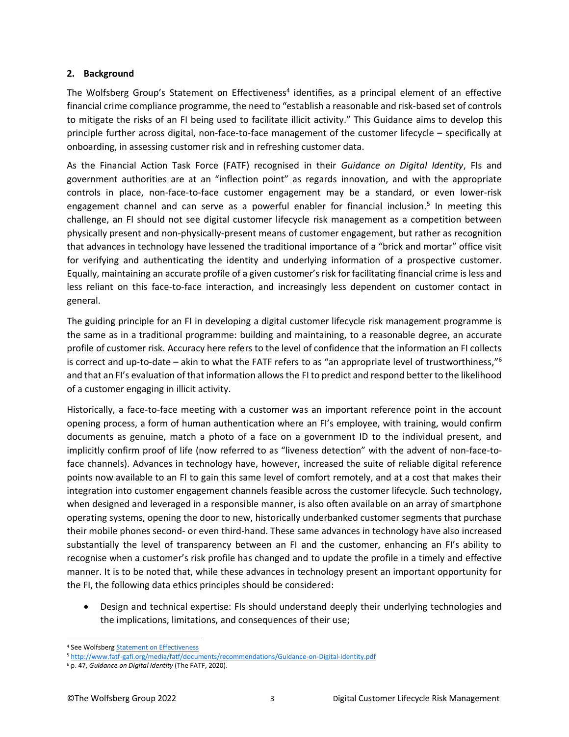## 2. Background

The Wolfsberg Group's Statement on Effectiveness[4] identifies, as a principal element of an effective financial crime compliance programme, the need to "establish a reasonable and risk-based set of controls to mitigate the risks of an FI being used to facilitate illicit activity." This Guidance aims to develop this principle further across digital, non-face-to-face management of the customer lifecycle – specifically at onboarding, in assessing customer risk and in refreshing customer data.

As the Financial Action Task Force (FATF) recognised in their *Guidance on Digital Identity*, FIs and government authorities are at an "inflection point" as regards innovation, and with the appropriate controls in place, non-face-to-face customer engagement may be a standard, or even lower-risk engagement channel and can serve as a powerful enabler for financial inclusion.[5] In meeting this challenge, an FI should not see digital customer lifecycle risk management as a competition between physically present and non-physically-present means of customer engagement, but rather as recognition that advances in technology have lessened the traditional importance of a "brick and mortar" office visit for verifying and authenticating the identity and underlying information of a prospective customer. Equally, maintaining an accurate profile of a given customer's risk for facilitating financial crime is less and less reliant on this face-to-face interaction, and increasingly less dependent on customer contact in general.

The guiding principle for an FI in developing a digital customer lifecycle risk management programme is the same as in a traditional programme: building and maintaining, to a reasonable degree, an accurate profile of customer risk. Accuracy here refers to the level of confidence that the information an FI collects is correct and up-to-date – akin to what the FATF refers to as "an appropriate level of trustworthiness,"[6] and that an FI's evaluation of that information allows the FI to predict and respond better to the likelihood of a customer engaging in illicit activity.

Historically, a face-to-face meeting with a customer was an important reference point in the account opening process, a form of human authentication where an FI's employee, with training, would confirm documents as genuine, match a photo of a face on a government ID to the individual present, and implicitly confirm proof of life (now referred to as "liveness detection" with the advent of non-face-to-face channels). Advances in technology have, however, increased the suite of reliable digital reference points now available to an FI to gain this same level of comfort remotely, and at a cost that makes their integration into customer engagement channels feasible across the customer lifecycle. Such technology, when designed and leveraged in a responsible manner, is also often available on an array of smartphone operating systems, opening the door to new, historically underbanked customer segments that purchase their mobile phones second- or even third-hand. These same advances in technology have also increased substantially the level of transparency between an FI and the customer, enhancing an FI's ability to recognise when a customer's risk profile has changed and to update the profile in a timely and effective manner. It is to be noted that, while these advances in technology present an important opportunity for the FI, the following data ethics principles should be considered:

- Design and technical expertise: FIs should understand deeply their underlying technologies and the implications, limitations, and consequences of their use;

---

[4] See Wolfsberg Statement on Effectiveness

[5] http://www.fatf-gafi.org/media/fatf/documents/recommendations/Guidance-on-Digital-Identity.pdf

[6] p. 47, *Guidance on Digital Identity* (The FATF, 2020).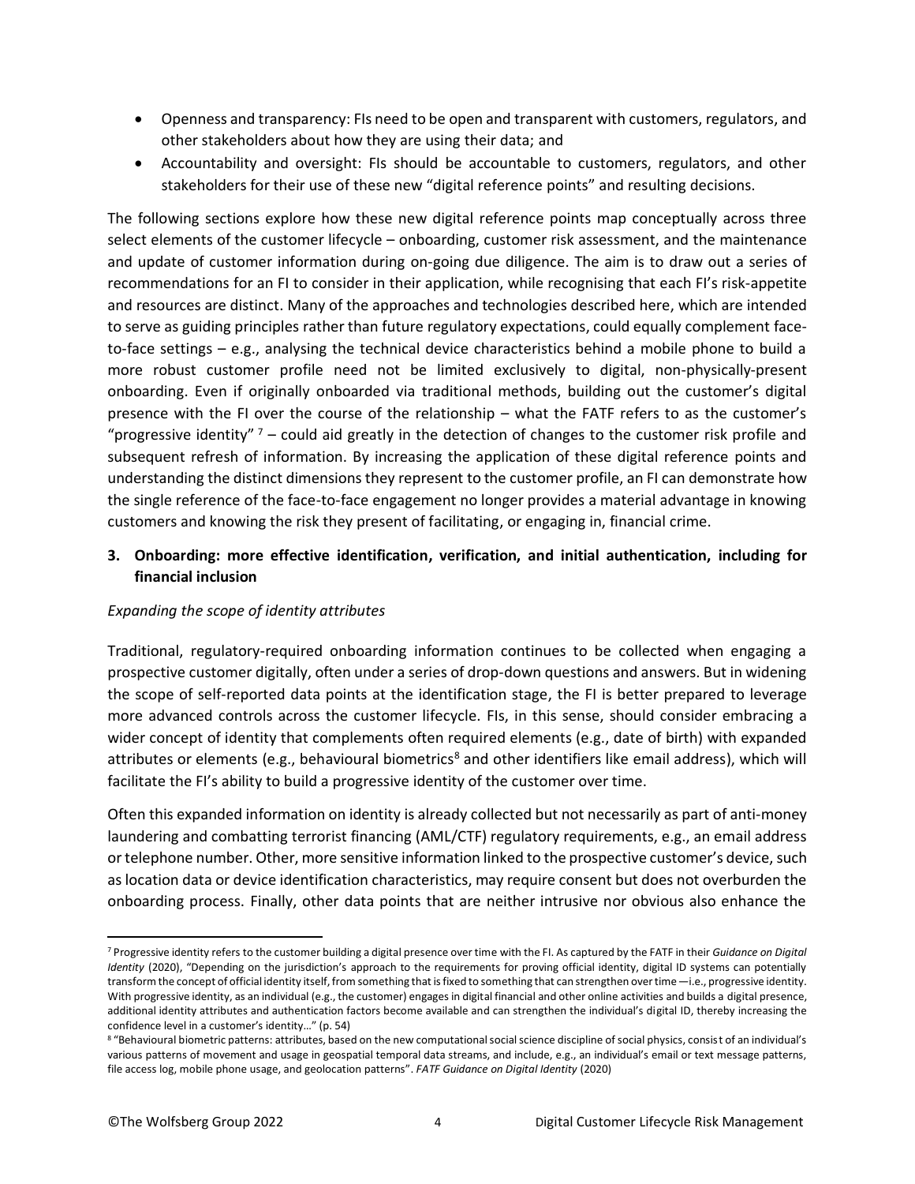- Openness and transparency: FIs need to be open and transparent with customers, regulators, and other stakeholders about how they are using their data; and
- Accountability and oversight: FIs should be accountable to customers, regulators, and other stakeholders for their use of these new "digital reference points" and resulting decisions.

The following sections explore how these new digital reference points map conceptually across three select elements of the customer lifecycle – onboarding, customer risk assessment, and the maintenance and update of customer information during on-going due diligence. The aim is to draw out a series of recommendations for an FI to consider in their application, while recognising that each FI's risk-appetite and resources are distinct. Many of the approaches and technologies described here, which are intended to serve as guiding principles rather than future regulatory expectations, could equally complement face-to-face settings – e.g., analysing the technical device characteristics behind a mobile phone to build a more robust customer profile need not be limited exclusively to digital, non-physically-present onboarding. Even if originally onboarded via traditional methods, building out the customer's digital presence with the FI over the course of the relationship – what the FATF refers to as the customer's "progressive identity" [7] – could aid greatly in the detection of changes to the customer risk profile and subsequent refresh of information. By increasing the application of these digital reference points and understanding the distinct dimensions they represent to the customer profile, an FI can demonstrate how the single reference of the face-to-face engagement no longer provides a material advantage in knowing customers and knowing the risk they present of facilitating, or engaging in, financial crime.

## 3. Onboarding: more effective identification, verification, and initial authentication, including for financial inclusion

*Expanding the scope of identity attributes*

Traditional, regulatory-required onboarding information continues to be collected when engaging a prospective customer digitally, often under a series of drop-down questions and answers. But in widening the scope of self-reported data points at the identification stage, the FI is better prepared to leverage more advanced controls across the customer lifecycle. FIs, in this sense, should consider embracing a wider concept of identity that complements often required elements (e.g., date of birth) with expanded attributes or elements (e.g., behavioural biometrics[8] and other identifiers like email address), which will facilitate the FI's ability to build a progressive identity of the customer over time.

Often this expanded information on identity is already collected but not necessarily as part of anti-money laundering and combatting terrorist financing (AML/CTF) regulatory requirements, e.g., an email address or telephone number. Other, more sensitive information linked to the prospective customer's device, such as location data or device identification characteristics, may require consent but does not overburden the onboarding process. Finally, other data points that are neither intrusive nor obvious also enhance the

---

[7] Progressive identity refers to the customer building a digital presence over time with the FI. As captured by the FATF in their *Guidance on Digital Identity* (2020), "Depending on the jurisdiction's approach to the requirements for proving official identity, digital ID systems can potentially transform the concept of official identity itself, from something that is fixed to something that can strengthen over time —i.e., progressive identity. With progressive identity, as an individual (e.g., the customer) engages in digital financial and other online activities and builds a digital presence, additional identity attributes and authentication factors become available and can strengthen the individual's digital ID, thereby increasing the confidence level in a customer's identity…" (p. 54)

[8] "Behavioural biometric patterns: attributes, based on the new computational social science discipline of social physics, consist of an individual's various patterns of movement and usage in geospatial temporal data streams, and include, e.g., an individual's email or text message patterns, file access log, mobile phone usage, and geolocation patterns". *FATF Guidance on Digital Identity* (2020)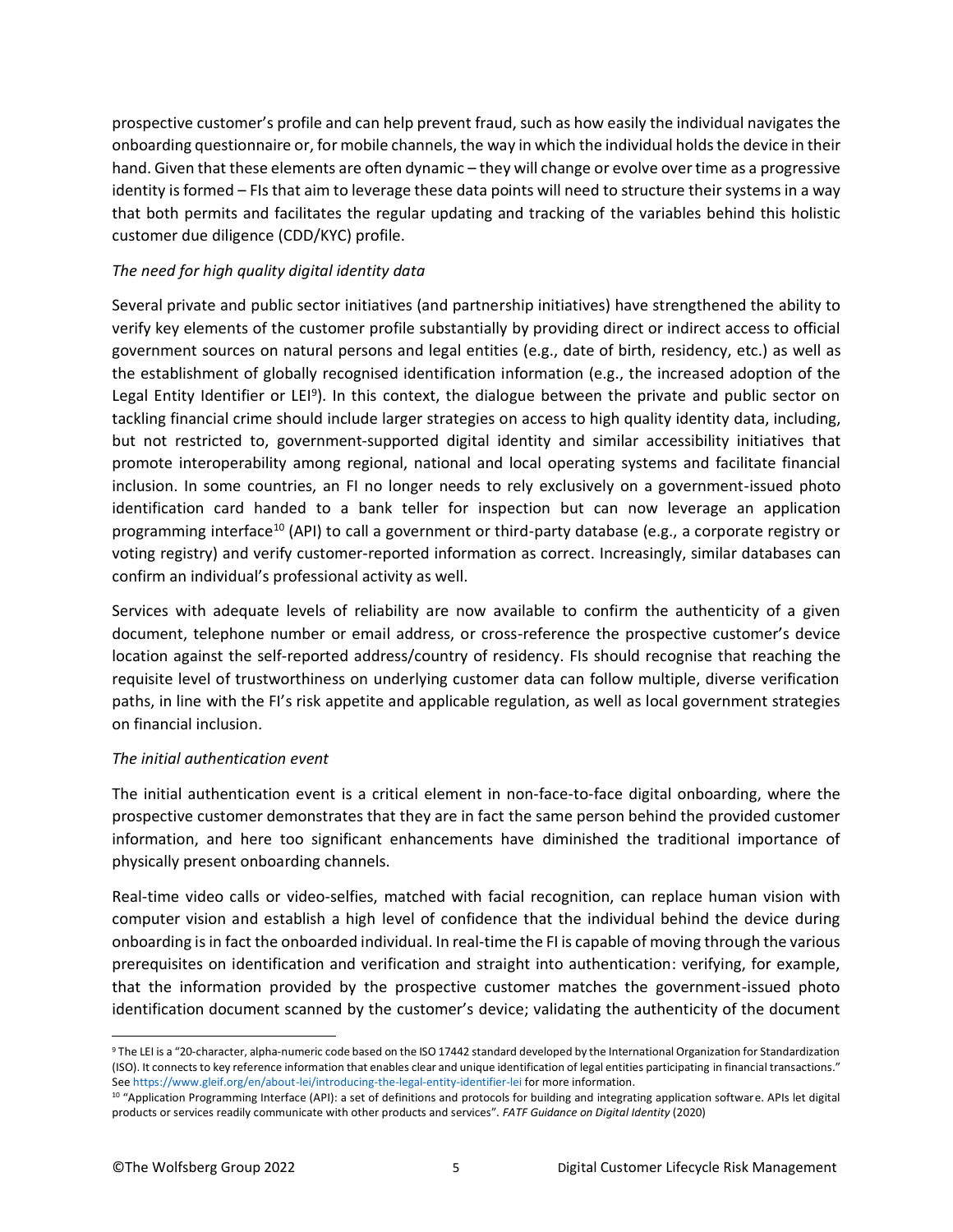prospective customer's profile and can help prevent fraud, such as how easily the individual navigates the onboarding questionnaire or, for mobile channels, the way in which the individual holds the device in their hand. Given that these elements are often dynamic – they will change or evolve over time as a progressive identity is formed – FIs that aim to leverage these data points will need to structure their systems in a way that both permits and facilitates the regular updating and tracking of the variables behind this holistic customer due diligence (CDD/KYC) profile.

*The need for high quality digital identity data*

Several private and public sector initiatives (and partnership initiatives) have strengthened the ability to verify key elements of the customer profile substantially by providing direct or indirect access to official government sources on natural persons and legal entities (e.g., date of birth, residency, etc.) as well as the establishment of globally recognised identification information (e.g., the increased adoption of the Legal Entity Identifier or LEI[9]). In this context, the dialogue between the private and public sector on tackling financial crime should include larger strategies on access to high quality identity data, including, but not restricted to, government-supported digital identity and similar accessibility initiatives that promote interoperability among regional, national and local operating systems and facilitate financial inclusion. In some countries, an FI no longer needs to rely exclusively on a government-issued photo identification card handed to a bank teller for inspection but can now leverage an application programming interface[10] (API) to call a government or third-party database (e.g., a corporate registry or voting registry) and verify customer-reported information as correct. Increasingly, similar databases can confirm an individual's professional activity as well.

Services with adequate levels of reliability are now available to confirm the authenticity of a given document, telephone number or email address, or cross-reference the prospective customer's device location against the self-reported address/country of residency. FIs should recognise that reaching the requisite level of trustworthiness on underlying customer data can follow multiple, diverse verification paths, in line with the FI's risk appetite and applicable regulation, as well as local government strategies on financial inclusion.

*The initial authentication event*

The initial authentication event is a critical element in non-face-to-face digital onboarding, where the prospective customer demonstrates that they are in fact the same person behind the provided customer information, and here too significant enhancements have diminished the traditional importance of physically present onboarding channels.

Real-time video calls or video-selfies, matched with facial recognition, can replace human vision with computer vision and establish a high level of confidence that the individual behind the device during onboarding is in fact the onboarded individual. In real-time the FI is capable of moving through the various prerequisites on identification and verification and straight into authentication: verifying, for example, that the information provided by the prospective customer matches the government-issued photo identification document scanned by the customer's device; validating the authenticity of the document

---

[9] The LEI is a "20-character, alpha-numeric code based on the ISO 17442 standard developed by the International Organization for Standardization (ISO). It connects to key reference information that enables clear and unique identification of legal entities participating in financial transactions." See https://www.gleif.org/en/about-lei/introducing-the-legal-entity-identifier-lei for more information.

[10] "Application Programming Interface (API): a set of definitions and protocols for building and integrating application software. APIs let digital products or services readily communicate with other products and services". *FATF Guidance on Digital Identity* (2020)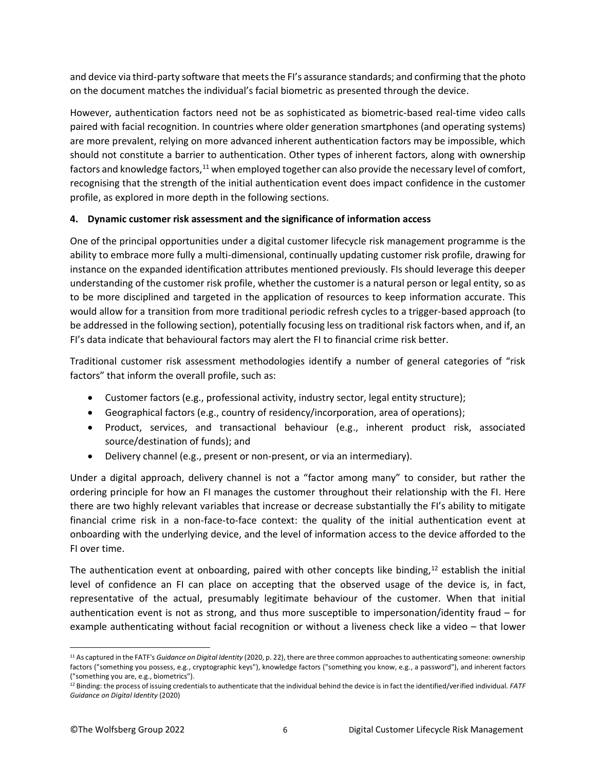and device via third-party software that meets the FI's assurance standards; and confirming that the photo on the document matches the individual's facial biometric as presented through the device.

However, authentication factors need not be as sophisticated as biometric-based real-time video calls paired with facial recognition. In countries where older generation smartphones (and operating systems) are more prevalent, relying on more advanced inherent authentication factors may be impossible, which should not constitute a barrier to authentication. Other types of inherent factors, along with ownership factors and knowledge factors,[11] when employed together can also provide the necessary level of comfort, recognising that the strength of the initial authentication event does impact confidence in the customer profile, as explored in more depth in the following sections.

**4. Dynamic customer risk assessment and the significance of information access**

One of the principal opportunities under a digital customer lifecycle risk management programme is the ability to embrace more fully a multi-dimensional, continually updating customer risk profile, drawing for instance on the expanded identification attributes mentioned previously. FIs should leverage this deeper understanding of the customer risk profile, whether the customer is a natural person or legal entity, so as to be more disciplined and targeted in the application of resources to keep information accurate. This would allow for a transition from more traditional periodic refresh cycles to a trigger-based approach (to be addressed in the following section), potentially focusing less on traditional risk factors when, and if, an FI's data indicate that behavioural factors may alert the FI to financial crime risk better.

Traditional customer risk assessment methodologies identify a number of general categories of "risk factors" that inform the overall profile, such as:

- Customer factors (e.g., professional activity, industry sector, legal entity structure);
- Geographical factors (e.g., country of residency/incorporation, area of operations);
- Product, services, and transactional behaviour (e.g., inherent product risk, associated source/destination of funds); and
- Delivery channel (e.g., present or non-present, or via an intermediary).

Under a digital approach, delivery channel is not a "factor among many" to consider, but rather the ordering principle for how an FI manages the customer throughout their relationship with the FI. Here there are two highly relevant variables that increase or decrease substantially the FI's ability to mitigate financial crime risk in a non-face-to-face context: the quality of the initial authentication event at onboarding with the underlying device, and the level of information access to the device afforded to the FI over time.

The authentication event at onboarding, paired with other concepts like binding,[12] establish the initial level of confidence an FI can place on accepting that the observed usage of the device is, in fact, representative of the actual, presumably legitimate behaviour of the customer. When that initial authentication event is not as strong, and thus more susceptible to impersonation/identity fraud – for example authenticating without facial recognition or without a liveness check like a video – that lower

[11] As captured in the FATF's *Guidance on Digital Identity* (2020, p. 22), there are three common approaches to authenticating someone: ownership factors ("something you possess, e.g., cryptographic keys"), knowledge factors ("something you know, e.g., a password"), and inherent factors ("something you are, e.g., biometrics").

[12] Binding: the process of issuing credentials to authenticate that the individual behind the device is in fact the identified/verified individual. *FATF Guidance on Digital Identity* (2020)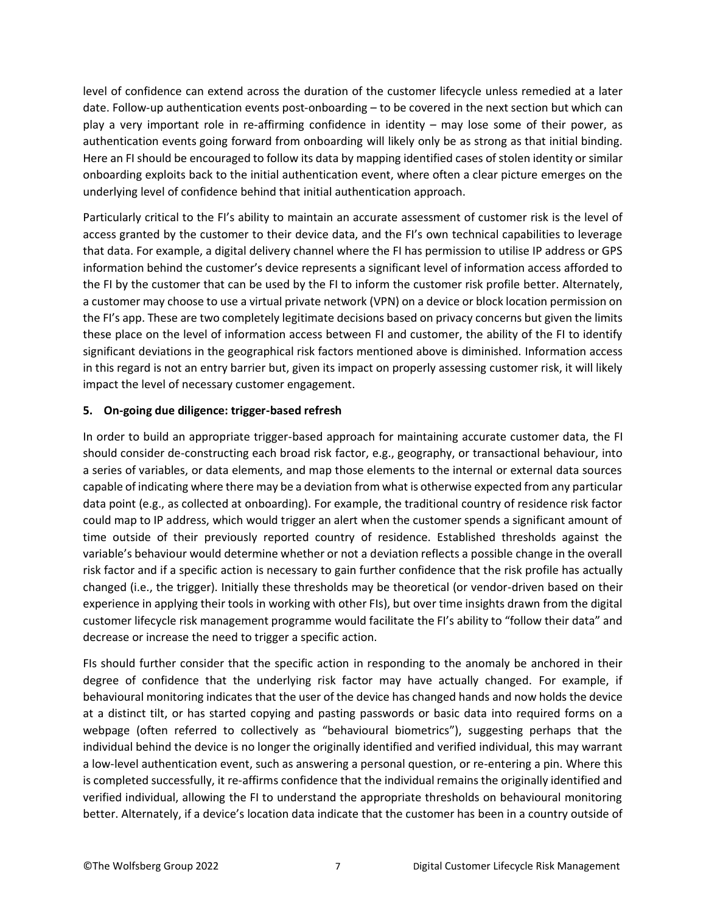level of confidence can extend across the duration of the customer lifecycle unless remedied at a later date. Follow-up authentication events post-onboarding – to be covered in the next section but which can play a very important role in re-affirming confidence in identity – may lose some of their power, as authentication events going forward from onboarding will likely only be as strong as that initial binding. Here an FI should be encouraged to follow its data by mapping identified cases of stolen identity or similar onboarding exploits back to the initial authentication event, where often a clear picture emerges on the underlying level of confidence behind that initial authentication approach.

Particularly critical to the FI's ability to maintain an accurate assessment of customer risk is the level of access granted by the customer to their device data, and the FI's own technical capabilities to leverage that data. For example, a digital delivery channel where the FI has permission to utilise IP address or GPS information behind the customer's device represents a significant level of information access afforded to the FI by the customer that can be used by the FI to inform the customer risk profile better. Alternately, a customer may choose to use a virtual private network (VPN) on a device or block location permission on the FI's app. These are two completely legitimate decisions based on privacy concerns but given the limits these place on the level of information access between FI and customer, the ability of the FI to identify significant deviations in the geographical risk factors mentioned above is diminished. Information access in this regard is not an entry barrier but, given its impact on properly assessing customer risk, it will likely impact the level of necessary customer engagement.

**5. On-going due diligence: trigger-based refresh**

In order to build an appropriate trigger-based approach for maintaining accurate customer data, the FI should consider de-constructing each broad risk factor, e.g., geography, or transactional behaviour, into a series of variables, or data elements, and map those elements to the internal or external data sources capable of indicating where there may be a deviation from what is otherwise expected from any particular data point (e.g., as collected at onboarding). For example, the traditional country of residence risk factor could map to IP address, which would trigger an alert when the customer spends a significant amount of time outside of their previously reported country of residence. Established thresholds against the variable's behaviour would determine whether or not a deviation reflects a possible change in the overall risk factor and if a specific action is necessary to gain further confidence that the risk profile has actually changed (i.e., the trigger). Initially these thresholds may be theoretical (or vendor-driven based on their experience in applying their tools in working with other FIs), but over time insights drawn from the digital customer lifecycle risk management programme would facilitate the FI's ability to "follow their data" and decrease or increase the need to trigger a specific action.

FIs should further consider that the specific action in responding to the anomaly be anchored in their degree of confidence that the underlying risk factor may have actually changed. For example, if behavioural monitoring indicates that the user of the device has changed hands and now holds the device at a distinct tilt, or has started copying and pasting passwords or basic data into required forms on a webpage (often referred to collectively as "behavioural biometrics"), suggesting perhaps that the individual behind the device is no longer the originally identified and verified individual, this may warrant a low-level authentication event, such as answering a personal question, or re-entering a pin. Where this is completed successfully, it re-affirms confidence that the individual remains the originally identified and verified individual, allowing the FI to understand the appropriate thresholds on behavioural monitoring better. Alternately, if a device's location data indicate that the customer has been in a country outside of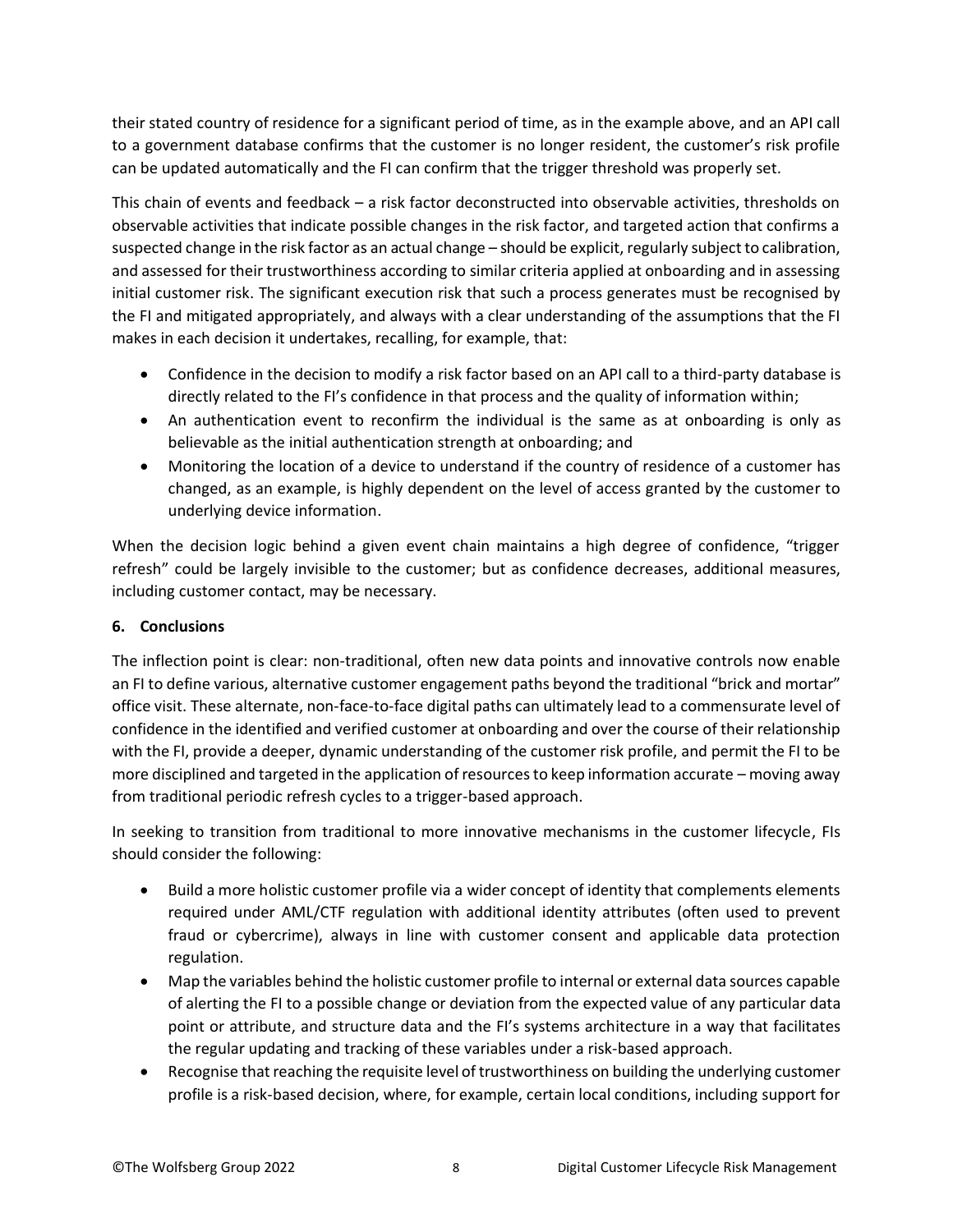their stated country of residence for a significant period of time, as in the example above, and an API call to a government database confirms that the customer is no longer resident, the customer's risk profile can be updated automatically and the FI can confirm that the trigger threshold was properly set.

This chain of events and feedback – a risk factor deconstructed into observable activities, thresholds on observable activities that indicate possible changes in the risk factor, and targeted action that confirms a suspected change in the risk factor as an actual change – should be explicit, regularly subject to calibration, and assessed for their trustworthiness according to similar criteria applied at onboarding and in assessing initial customer risk. The significant execution risk that such a process generates must be recognised by the FI and mitigated appropriately, and always with a clear understanding of the assumptions that the FI makes in each decision it undertakes, recalling, for example, that:

- Confidence in the decision to modify a risk factor based on an API call to a third-party database is directly related to the FI's confidence in that process and the quality of information within;
- An authentication event to reconfirm the individual is the same as at onboarding is only as believable as the initial authentication strength at onboarding; and
- Monitoring the location of a device to understand if the country of residence of a customer has changed, as an example, is highly dependent on the level of access granted by the customer to underlying device information.

When the decision logic behind a given event chain maintains a high degree of confidence, "trigger refresh" could be largely invisible to the customer; but as confidence decreases, additional measures, including customer contact, may be necessary.

## 6. Conclusions

The inflection point is clear: non-traditional, often new data points and innovative controls now enable an FI to define various, alternative customer engagement paths beyond the traditional "brick and mortar" office visit. These alternate, non-face-to-face digital paths can ultimately lead to a commensurate level of confidence in the identified and verified customer at onboarding and over the course of their relationship with the FI, provide a deeper, dynamic understanding of the customer risk profile, and permit the FI to be more disciplined and targeted in the application of resources to keep information accurate – moving away from traditional periodic refresh cycles to a trigger-based approach.

In seeking to transition from traditional to more innovative mechanisms in the customer lifecycle, FIs should consider the following:

- Build a more holistic customer profile via a wider concept of identity that complements elements required under AML/CTF regulation with additional identity attributes (often used to prevent fraud or cybercrime), always in line with customer consent and applicable data protection regulation.
- Map the variables behind the holistic customer profile to internal or external data sources capable of alerting the FI to a possible change or deviation from the expected value of any particular data point or attribute, and structure data and the FI's systems architecture in a way that facilitates the regular updating and tracking of these variables under a risk-based approach.
- Recognise that reaching the requisite level of trustworthiness on building the underlying customer profile is a risk-based decision, where, for example, certain local conditions, including support for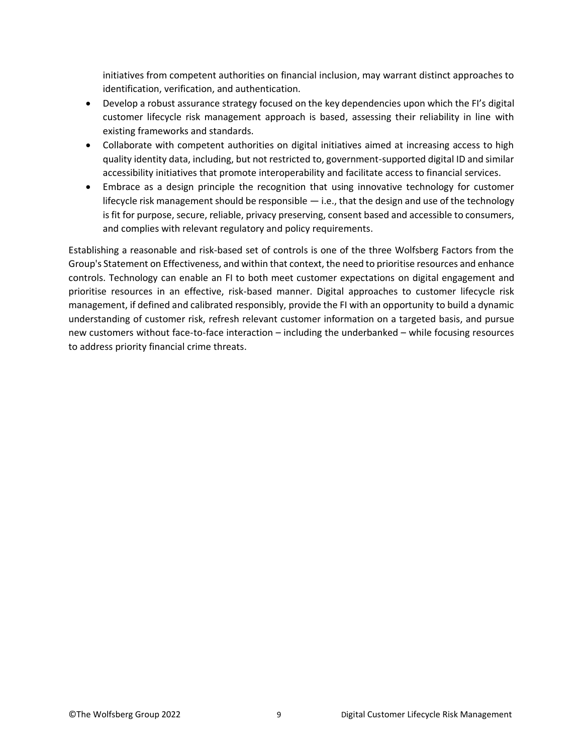initiatives from competent authorities on financial inclusion, may warrant distinct approaches to identification, verification, and authentication.

- Develop a robust assurance strategy focused on the key dependencies upon which the FI's digital customer lifecycle risk management approach is based, assessing their reliability in line with existing frameworks and standards.
- Collaborate with competent authorities on digital initiatives aimed at increasing access to high quality identity data, including, but not restricted to, government-supported digital ID and similar accessibility initiatives that promote interoperability and facilitate access to financial services.
- Embrace as a design principle the recognition that using innovative technology for customer lifecycle risk management should be responsible — i.e., that the design and use of the technology is fit for purpose, secure, reliable, privacy preserving, consent based and accessible to consumers, and complies with relevant regulatory and policy requirements.

Establishing a reasonable and risk-based set of controls is one of the three Wolfsberg Factors from the Group's Statement on Effectiveness, and within that context, the need to prioritise resources and enhance controls. Technology can enable an FI to both meet customer expectations on digital engagement and prioritise resources in an effective, risk-based manner. Digital approaches to customer lifecycle risk management, if defined and calibrated responsibly, provide the FI with an opportunity to build a dynamic understanding of customer risk, refresh relevant customer information on a targeted basis, and pursue new customers without face-to-face interaction – including the underbanked – while focusing resources to address priority financial crime threats.